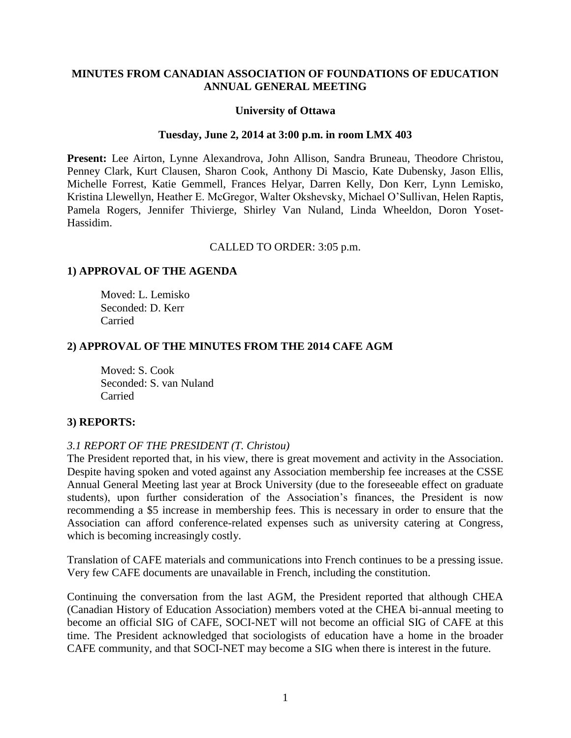**MINUTES FROM CANADIAN ASSOCIATION OF FOUNDATIONS OF EDUCATION ANNUAL GENERAL MEETING**

**University of Ottawa**

**Tuesday, June 2, 2014 at 3:00 p.m. in room LMX 403**

**Present:** Lee Airton, Lynne Alexandrova, John Allison, Sandra Bruneau, Theodore Christou, Penney Clark, Kurt Clausen, Sharon Cook, Anthony Di Mascio, Kate Dubensky, Jason Ellis, Michelle Forrest, Katie Gemmell, Frances Helyar, Darren Kelly, Don Kerr, Lynn Lemisko, Kristina Llewellyn, Heather E. McGregor, Walter Okshevsky, Michael O'Sullivan, Helen Raptis, Pamela Rogers, Jennifer Thivierge, Shirley Van Nuland, Linda Wheeldon, Doron Yoset-Hassidim.

CALLED TO ORDER: 3:05 p.m.

## 1) APPROVAL OF THE AGENDA

Moved: L. Lemisko
Seconded: D. Kerr
Carried

## 2) APPROVAL OF THE MINUTES FROM THE 2014 CAFE AGM

Moved: S. Cook
Seconded: S. van Nuland
Carried

## 3) REPORTS:

*3.1 REPORT OF THE PRESIDENT (T. Christou)*

The President reported that, in his view, there is great movement and activity in the Association. Despite having spoken and voted against any Association membership fee increases at the CSSE Annual General Meeting last year at Brock University (due to the foreseeable effect on graduate students), upon further consideration of the Association's finances, the President is now recommending a $5 increase in membership fees. This is necessary in order to ensure that the Association can afford conference-related expenses such as university catering at Congress, which is becoming increasingly costly.

Translation of CAFE materials and communications into French continues to be a pressing issue. Very few CAFE documents are unavailable in French, including the constitution.

Continuing the conversation from the last AGM, the President reported that although CHEA (Canadian History of Education Association) members voted at the CHEA bi-annual meeting to become an official SIG of CAFE, SOCI-NET will not become an official SIG of CAFE at this time. The President acknowledged that sociologists of education have a home in the broader CAFE community, and that SOCI-NET may become a SIG when there is interest in the future.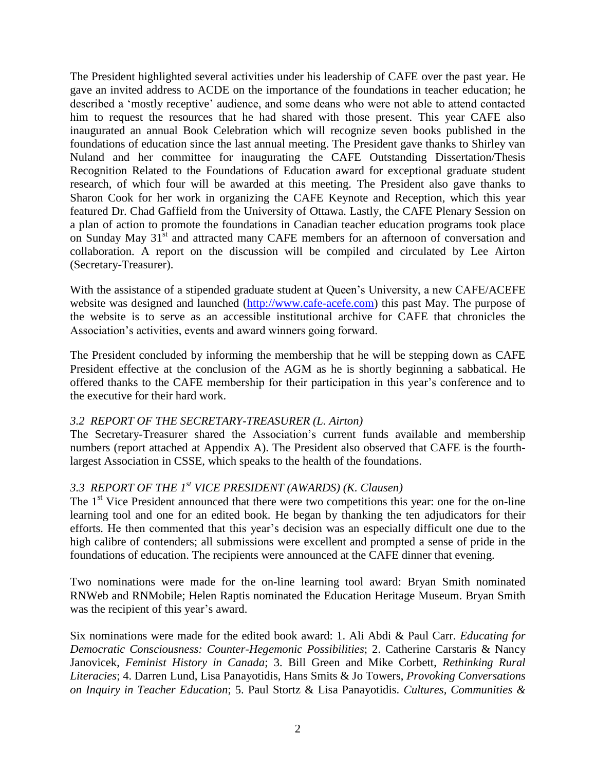The President highlighted several activities under his leadership of CAFE over the past year. He gave an invited address to ACDE on the importance of the foundations in teacher education; he described a 'mostly receptive' audience, and some deans who were not able to attend contacted him to request the resources that he had shared with those present. This year CAFE also inaugurated an annual Book Celebration which will recognize seven books published in the foundations of education since the last annual meeting. The President gave thanks to Shirley van Nuland and her committee for inaugurating the CAFE Outstanding Dissertation/Thesis Recognition Related to the Foundations of Education award for exceptional graduate student research, of which four will be awarded at this meeting. The President also gave thanks to Sharon Cook for her work in organizing the CAFE Keynote and Reception, which this year featured Dr. Chad Gaffield from the University of Ottawa. Lastly, the CAFE Plenary Session on a plan of action to promote the foundations in Canadian teacher education programs took place on Sunday May 31st and attracted many CAFE members for an afternoon of conversation and collaboration. A report on the discussion will be compiled and circulated by Lee Airton (Secretary-Treasurer).

With the assistance of a stipended graduate student at Queen's University, a new CAFE/ACEFE website was designed and launched (http://www.cafe-acefe.com) this past May. The purpose of the website is to serve as an accessible institutional archive for CAFE that chronicles the Association's activities, events and award winners going forward.

The President concluded by informing the membership that he will be stepping down as CAFE President effective at the conclusion of the AGM as he is shortly beginning a sabbatical. He offered thanks to the CAFE membership for their participation in this year's conference and to the executive for their hard work.

### *3.2 REPORT OF THE SECRETARY-TREASURER (L. Airton)*

The Secretary-Treasurer shared the Association's current funds available and membership numbers (report attached at Appendix A). The President also observed that CAFE is the fourth-largest Association in CSSE, which speaks to the health of the foundations.

### *3.3 REPORT OF THE 1st VICE PRESIDENT (AWARDS) (K. Clausen)*

The 1st Vice President announced that there were two competitions this year: one for the on-line learning tool and one for an edited book. He began by thanking the ten adjudicators for their efforts. He then commented that this year's decision was an especially difficult one due to the high calibre of contenders; all submissions were excellent and prompted a sense of pride in the foundations of education. The recipients were announced at the CAFE dinner that evening.

Two nominations were made for the on-line learning tool award: Bryan Smith nominated RNWeb and RNMobile; Helen Raptis nominated the Education Heritage Museum. Bryan Smith was the recipient of this year's award.

Six nominations were made for the edited book award: 1. Ali Abdi & Paul Carr. *Educating for Democratic Consciousness: Counter-Hegemonic Possibilities*; 2. Catherine Carstaris & Nancy Janovicek, *Feminist History in Canada*; 3. Bill Green and Mike Corbett, *Rethinking Rural Literacies*; 4. Darren Lund, Lisa Panayotidis, Hans Smits & Jo Towers, *Provoking Conversations on Inquiry in Teacher Education*; 5. Paul Stortz & Lisa Panayotidis. *Cultures, Communities &*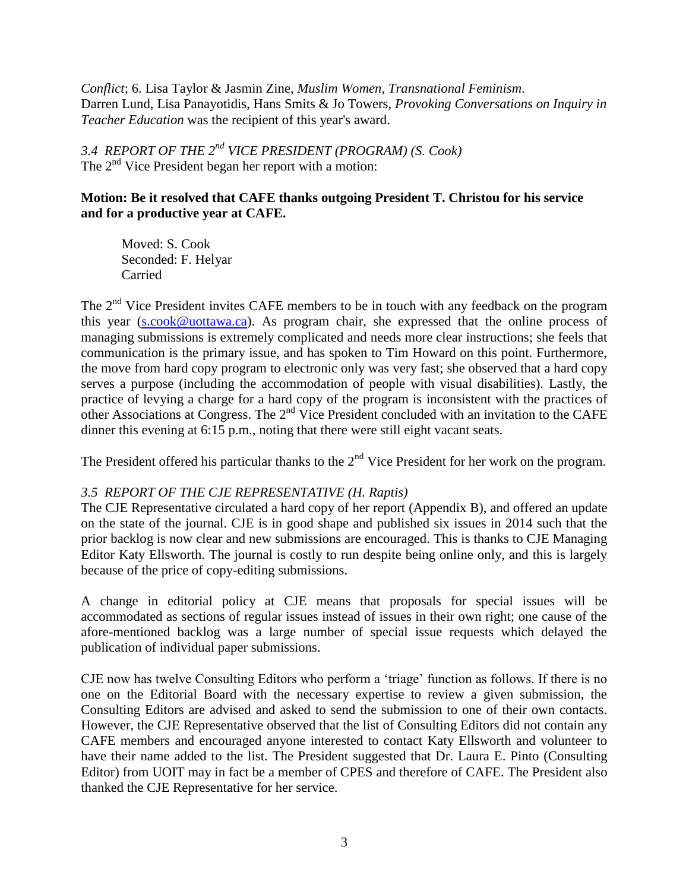*Conflict*; 6. Lisa Taylor & Jasmin Zine, *Muslim Women, Transnational Feminism*. Darren Lund, Lisa Panayotidis, Hans Smits & Jo Towers, *Provoking Conversations on Inquiry in Teacher Education* was the recipient of this year's award.

### *3.4 REPORT OF THE 2nd VICE PRESIDENT (PROGRAM) (S. Cook)*

The 2nd Vice President began her report with a motion:

**Motion: Be it resolved that CAFE thanks outgoing President T. Christou for his service and for a productive year at CAFE.**

Moved: S. Cook
Seconded: F. Helyar
Carried

The 2nd Vice President invites CAFE members to be in touch with any feedback on the program this year (s.cook@uottawa.ca). As program chair, she expressed that the online process of managing submissions is extremely complicated and needs more clear instructions; she feels that communication is the primary issue, and has spoken to Tim Howard on this point. Furthermore, the move from hard copy program to electronic only was very fast; she observed that a hard copy serves a purpose (including the accommodation of people with visual disabilities). Lastly, the practice of levying a charge for a hard copy of the program is inconsistent with the practices of other Associations at Congress. The 2nd Vice President concluded with an invitation to the CAFE dinner this evening at 6:15 p.m., noting that there were still eight vacant seats.

The President offered his particular thanks to the 2nd Vice President for her work on the program.

### *3.5 REPORT OF THE CJE REPRESENTATIVE (H. Raptis)*

The CJE Representative circulated a hard copy of her report (Appendix B), and offered an update on the state of the journal. CJE is in good shape and published six issues in 2014 such that the prior backlog is now clear and new submissions are encouraged. This is thanks to CJE Managing Editor Katy Ellsworth. The journal is costly to run despite being online only, and this is largely because of the price of copy-editing submissions.

A change in editorial policy at CJE means that proposals for special issues will be accommodated as sections of regular issues instead of issues in their own right; one cause of the afore-mentioned backlog was a large number of special issue requests which delayed the publication of individual paper submissions.

CJE now has twelve Consulting Editors who perform a 'triage' function as follows. If there is no one on the Editorial Board with the necessary expertise to review a given submission, the Consulting Editors are advised and asked to send the submission to one of their own contacts. However, the CJE Representative observed that the list of Consulting Editors did not contain any CAFE members and encouraged anyone interested to contact Katy Ellsworth and volunteer to have their name added to the list. The President suggested that Dr. Laura E. Pinto (Consulting Editor) from UOIT may in fact be a member of CPES and therefore of CAFE. The President also thanked the CJE Representative for her service.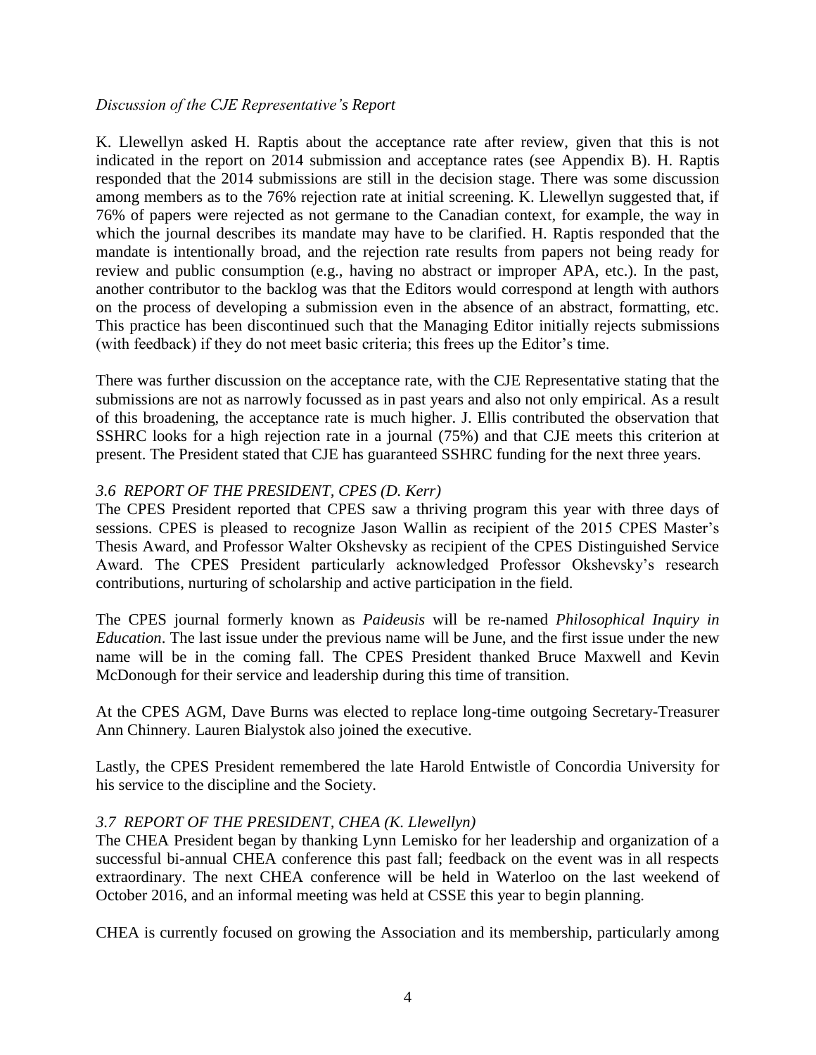*Discussion of the CJE Representative's Report*

K. Llewellyn asked H. Raptis about the acceptance rate after review, given that this is not indicated in the report on 2014 submission and acceptance rates (see Appendix B). H. Raptis responded that the 2014 submissions are still in the decision stage. There was some discussion among members as to the 76% rejection rate at initial screening. K. Llewellyn suggested that, if 76% of papers were rejected as not germane to the Canadian context, for example, the way in which the journal describes its mandate may have to be clarified. H. Raptis responded that the mandate is intentionally broad, and the rejection rate results from papers not being ready for review and public consumption (e.g., having no abstract or improper APA, etc.). In the past, another contributor to the backlog was that the Editors would correspond at length with authors on the process of developing a submission even in the absence of an abstract, formatting, etc. This practice has been discontinued such that the Managing Editor initially rejects submissions (with feedback) if they do not meet basic criteria; this frees up the Editor's time.

There was further discussion on the acceptance rate, with the CJE Representative stating that the submissions are not as narrowly focussed as in past years and also not only empirical. As a result of this broadening, the acceptance rate is much higher. J. Ellis contributed the observation that SSHRC looks for a high rejection rate in a journal (75%) and that CJE meets this criterion at present. The President stated that CJE has guaranteed SSHRC funding for the next three years.

### *3.6 REPORT OF THE PRESIDENT, CPES (D. Kerr)*

The CPES President reported that CPES saw a thriving program this year with three days of sessions. CPES is pleased to recognize Jason Wallin as recipient of the 2015 CPES Master's Thesis Award, and Professor Walter Okshevsky as recipient of the CPES Distinguished Service Award. The CPES President particularly acknowledged Professor Okshevsky's research contributions, nurturing of scholarship and active participation in the field.

The CPES journal formerly known as *Paideusis* will be re-named *Philosophical Inquiry in Education*. The last issue under the previous name will be June, and the first issue under the new name will be in the coming fall. The CPES President thanked Bruce Maxwell and Kevin McDonough for their service and leadership during this time of transition.

At the CPES AGM, Dave Burns was elected to replace long-time outgoing Secretary-Treasurer Ann Chinnery. Lauren Bialystok also joined the executive.

Lastly, the CPES President remembered the late Harold Entwistle of Concordia University for his service to the discipline and the Society.

### *3.7 REPORT OF THE PRESIDENT, CHEA (K. Llewellyn)*

The CHEA President began by thanking Lynn Lemisko for her leadership and organization of a successful bi-annual CHEA conference this past fall; feedback on the event was in all respects extraordinary. The next CHEA conference will be held in Waterloo on the last weekend of October 2016, and an informal meeting was held at CSSE this year to begin planning.

CHEA is currently focused on growing the Association and its membership, particularly among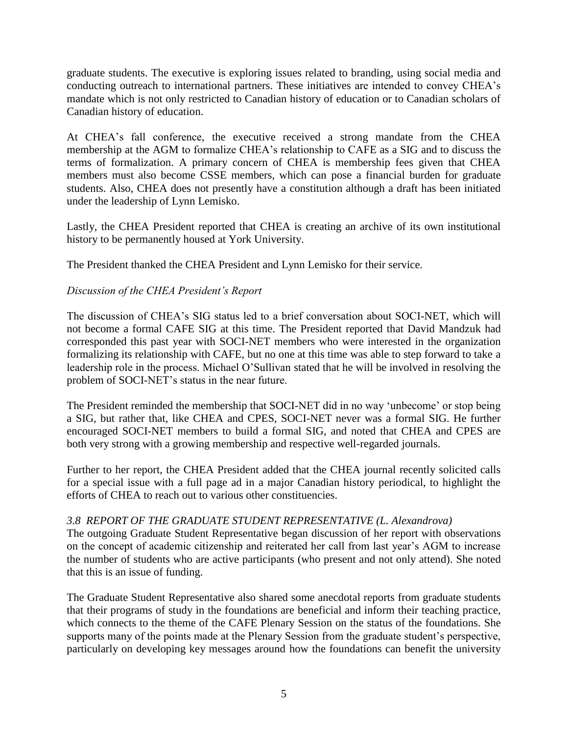graduate students. The executive is exploring issues related to branding, using social media and conducting outreach to international partners. These initiatives are intended to convey CHEA's mandate which is not only restricted to Canadian history of education or to Canadian scholars of Canadian history of education.

At CHEA's fall conference, the executive received a strong mandate from the CHEA membership at the AGM to formalize CHEA's relationship to CAFE as a SIG and to discuss the terms of formalization. A primary concern of CHEA is membership fees given that CHEA members must also become CSSE members, which can pose a financial burden for graduate students. Also, CHEA does not presently have a constitution although a draft has been initiated under the leadership of Lynn Lemisko.

Lastly, the CHEA President reported that CHEA is creating an archive of its own institutional history to be permanently housed at York University.

The President thanked the CHEA President and Lynn Lemisko for their service.

*Discussion of the CHEA President's Report*

The discussion of CHEA's SIG status led to a brief conversation about SOCI-NET, which will not become a formal CAFE SIG at this time. The President reported that David Mandzuk had corresponded this past year with SOCI-NET members who were interested in the organization formalizing its relationship with CAFE, but no one at this time was able to step forward to take a leadership role in the process. Michael O'Sullivan stated that he will be involved in resolving the problem of SOCI-NET's status in the near future.

The President reminded the membership that SOCI-NET did in no way 'unbecome' or stop being a SIG, but rather that, like CHEA and CPES, SOCI-NET never was a formal SIG. He further encouraged SOCI-NET members to build a formal SIG, and noted that CHEA and CPES are both very strong with a growing membership and respective well-regarded journals.

Further to her report, the CHEA President added that the CHEA journal recently solicited calls for a special issue with a full page ad in a major Canadian history periodical, to highlight the efforts of CHEA to reach out to various other constituencies.

*3.8 REPORT OF THE GRADUATE STUDENT REPRESENTATIVE (L. Alexandrova)*

The outgoing Graduate Student Representative began discussion of her report with observations on the concept of academic citizenship and reiterated her call from last year's AGM to increase the number of students who are active participants (who present and not only attend). She noted that this is an issue of funding.

The Graduate Student Representative also shared some anecdotal reports from graduate students that their programs of study in the foundations are beneficial and inform their teaching practice, which connects to the theme of the CAFE Plenary Session on the status of the foundations. She supports many of the points made at the Plenary Session from the graduate student's perspective, particularly on developing key messages around how the foundations can benefit the university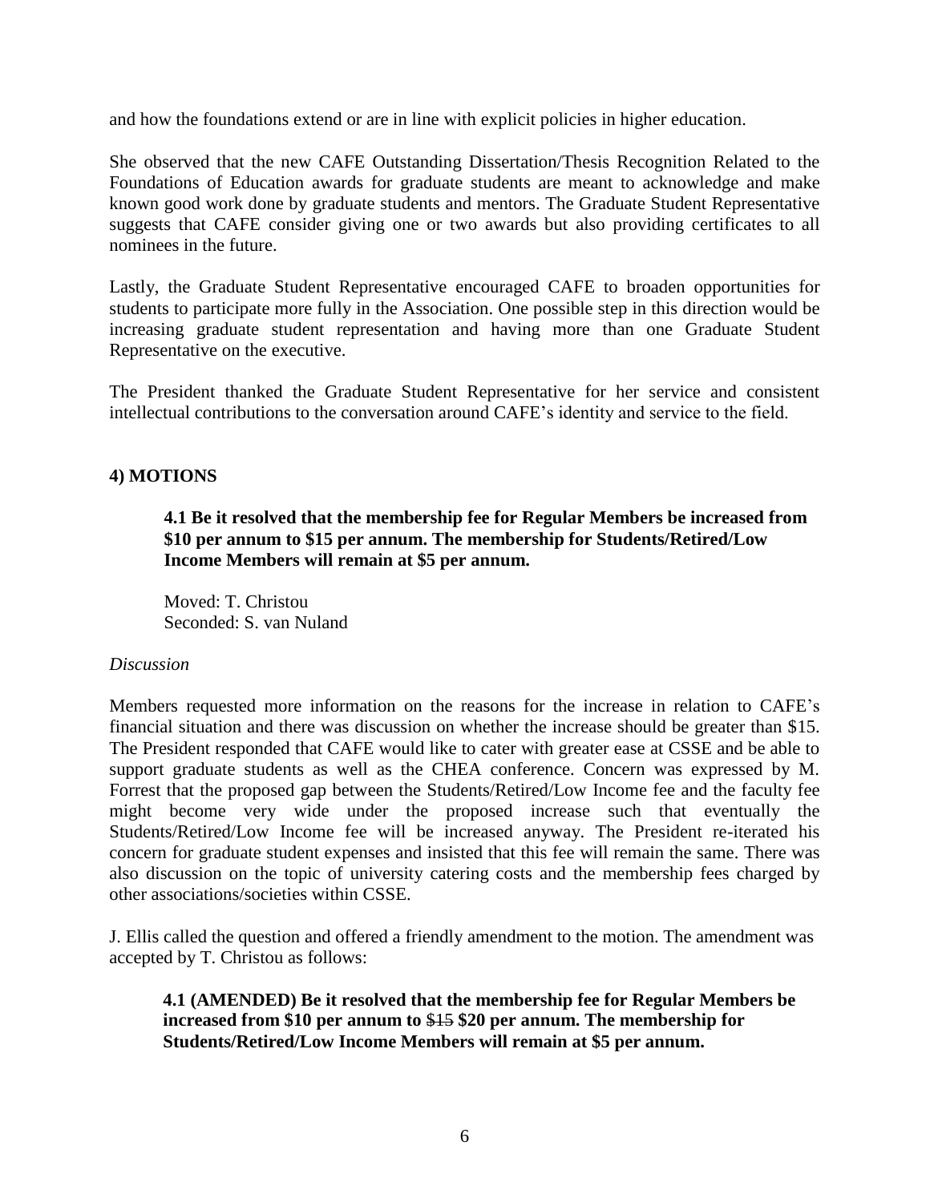and how the foundations extend or are in line with explicit policies in higher education.

She observed that the new CAFE Outstanding Dissertation/Thesis Recognition Related to the Foundations of Education awards for graduate students are meant to acknowledge and make known good work done by graduate students and mentors. The Graduate Student Representative suggests that CAFE consider giving one or two awards but also providing certificates to all nominees in the future.

Lastly, the Graduate Student Representative encouraged CAFE to broaden opportunities for students to participate more fully in the Association. One possible step in this direction would be increasing graduate student representation and having more than one Graduate Student Representative on the executive.

The President thanked the Graduate Student Representative for her service and consistent intellectual contributions to the conversation around CAFE's identity and service to the field.

## 4) MOTIONS

**4.1 Be it resolved that the membership fee for Regular Members be increased from \$10 per annum to \$15 per annum. The membership for Students/Retired/Low Income Members will remain at \$5 per annum.**

Moved: T. Christou
Seconded: S. van Nuland

*Discussion*

Members requested more information on the reasons for the increase in relation to CAFE's financial situation and there was discussion on whether the increase should be greater than \$15. The President responded that CAFE would like to cater with greater ease at CSSE and be able to support graduate students as well as the CHEA conference. Concern was expressed by M. Forrest that the proposed gap between the Students/Retired/Low Income fee and the faculty fee might become very wide under the proposed increase such that eventually the Students/Retired/Low Income fee will be increased anyway. The President re-iterated his concern for graduate student expenses and insisted that this fee will remain the same. There was also discussion on the topic of university catering costs and the membership fees charged by other associations/societies within CSSE.

J. Ellis called the question and offered a friendly amendment to the motion. The amendment was accepted by T. Christou as follows:

**4.1 (AMENDED) Be it resolved that the membership fee for Regular Members be increased from \$10 per annum to** ~~\$15~~ **\$20 per annum. The membership for Students/Retired/Low Income Members will remain at \$5 per annum.**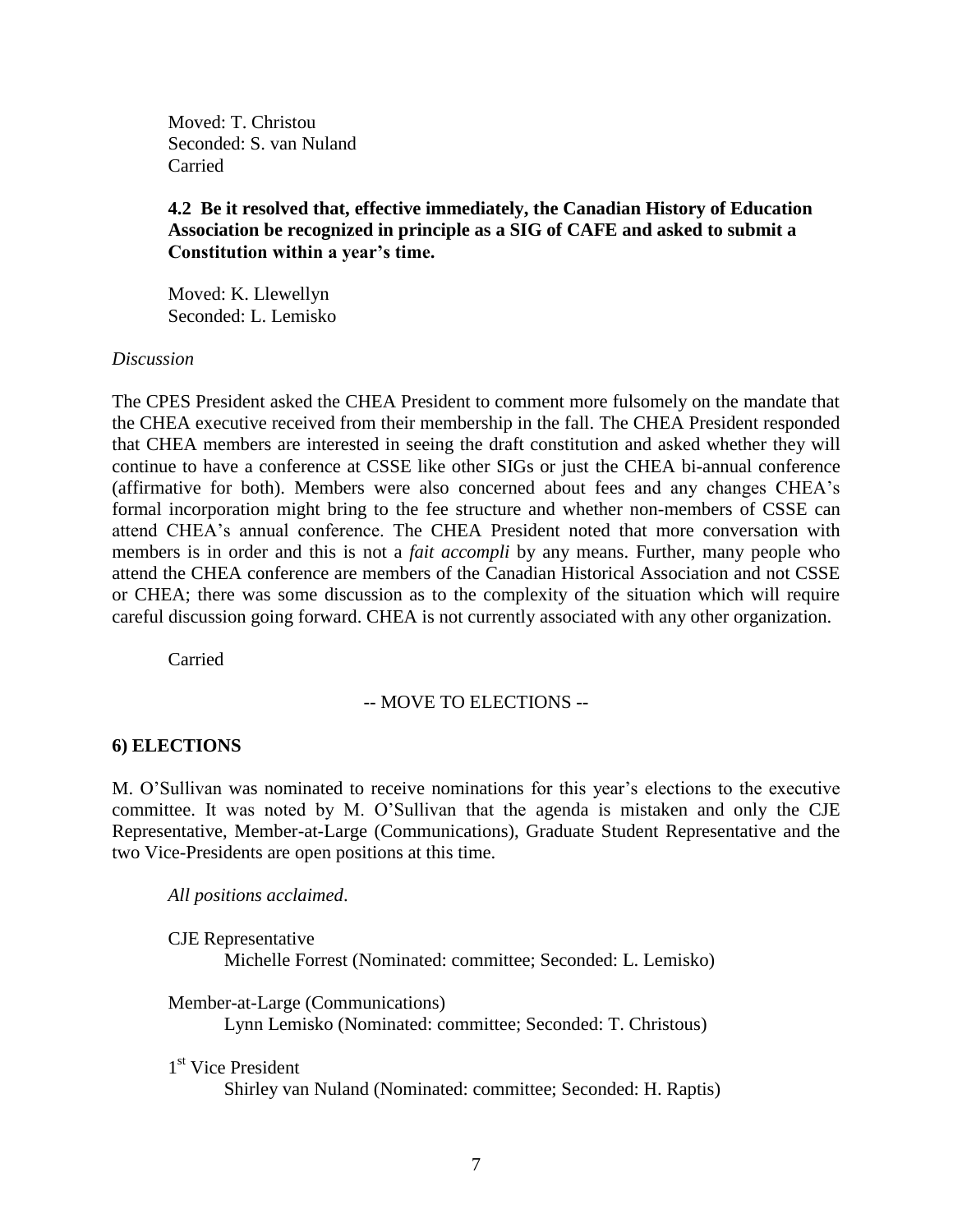Moved: T. Christou
Seconded: S. van Nuland
Carried

**4.2 Be it resolved that, effective immediately, the Canadian History of Education Association be recognized in principle as a SIG of CAFE and asked to submit a Constitution within a year's time.**

Moved: K. Llewellyn
Seconded: L. Lemisko

*Discussion*

The CPES President asked the CHEA President to comment more fulsomely on the mandate that the CHEA executive received from their membership in the fall. The CHEA President responded that CHEA members are interested in seeing the draft constitution and asked whether they will continue to have a conference at CSSE like other SIGs or just the CHEA bi-annual conference (affirmative for both). Members were also concerned about fees and any changes CHEA's formal incorporation might bring to the fee structure and whether non-members of CSSE can attend CHEA's annual conference. The CHEA President noted that more conversation with members is in order and this is not a *fait accompli* by any means. Further, many people who attend the CHEA conference are members of the Canadian Historical Association and not CSSE or CHEA; there was some discussion as to the complexity of the situation which will require careful discussion going forward. CHEA is not currently associated with any other organization.

Carried

-- MOVE TO ELECTIONS --

## 6) ELECTIONS

M. O'Sullivan was nominated to receive nominations for this year's elections to the executive committee. It was noted by M. O'Sullivan that the agenda is mistaken and only the CJE Representative, Member-at-Large (Communications), Graduate Student Representative and the two Vice-Presidents are open positions at this time.

*All positions acclaimed*.

CJE Representative
Michelle Forrest (Nominated: committee; Seconded: L. Lemisko)

Member-at-Large (Communications)
Lynn Lemisko (Nominated: committee; Seconded: T. Christous)

1st Vice President
Shirley van Nuland (Nominated: committee; Seconded: H. Raptis)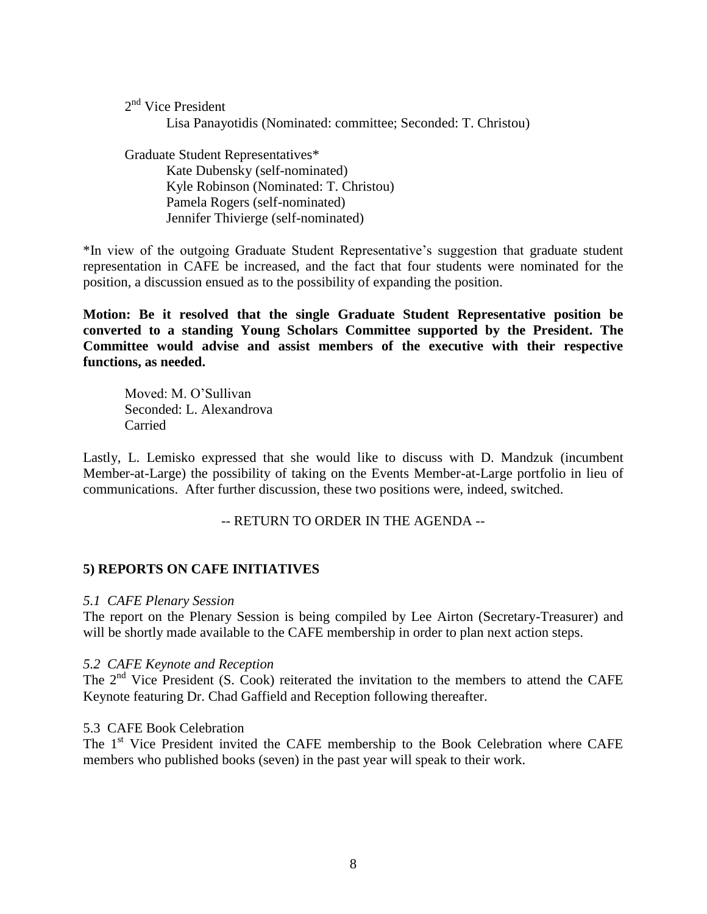2nd Vice President

Lisa Panayotidis (Nominated: committee; Seconded: T. Christou)

Graduate Student Representatives*

Kate Dubensky (self-nominated)
Kyle Robinson (Nominated: T. Christou)
Pamela Rogers (self-nominated)
Jennifer Thivierge (self-nominated)

*In view of the outgoing Graduate Student Representative's suggestion that graduate student representation in CAFE be increased, and the fact that four students were nominated for the position, a discussion ensued as to the possibility of expanding the position.

**Motion: Be it resolved that the single Graduate Student Representative position be converted to a standing Young Scholars Committee supported by the President. The Committee would advise and assist members of the executive with their respective functions, as needed.**

Moved: M. O'Sullivan
Seconded: L. Alexandrova
Carried

Lastly, L. Lemisko expressed that she would like to discuss with D. Mandzuk (incumbent Member-at-Large) the possibility of taking on the Events Member-at-Large portfolio in lieu of communications. After further discussion, these two positions were, indeed, switched.

-- RETURN TO ORDER IN THE AGENDA --

## 5) REPORTS ON CAFE INITIATIVES

*5.1 CAFE Plenary Session*

The report on the Plenary Session is being compiled by Lee Airton (Secretary-Treasurer) and will be shortly made available to the CAFE membership in order to plan next action steps.

*5.2 CAFE Keynote and Reception*

The 2nd Vice President (S. Cook) reiterated the invitation to the members to attend the CAFE Keynote featuring Dr. Chad Gaffield and Reception following thereafter.

5.3 CAFE Book Celebration

The 1st Vice President invited the CAFE membership to the Book Celebration where CAFE members who published books (seven) in the past year will speak to their work.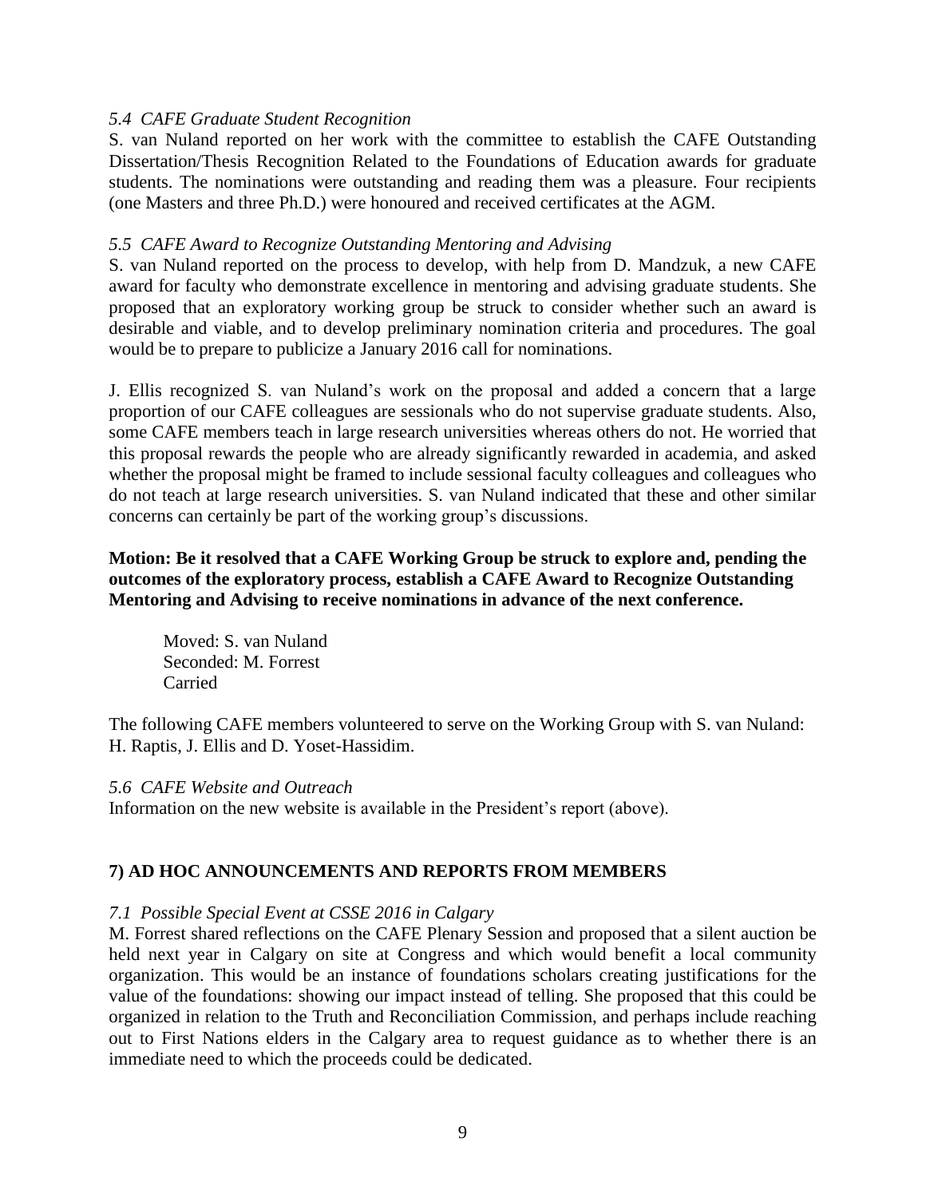*5.4 CAFE Graduate Student Recognition*

S. van Nuland reported on her work with the committee to establish the CAFE Outstanding Dissertation/Thesis Recognition Related to the Foundations of Education awards for graduate students. The nominations were outstanding and reading them was a pleasure. Four recipients (one Masters and three Ph.D.) were honoured and received certificates at the AGM.

*5.5 CAFE Award to Recognize Outstanding Mentoring and Advising*

S. van Nuland reported on the process to develop, with help from D. Mandzuk, a new CAFE award for faculty who demonstrate excellence in mentoring and advising graduate students. She proposed that an exploratory working group be struck to consider whether such an award is desirable and viable, and to develop preliminary nomination criteria and procedures. The goal would be to prepare to publicize a January 2016 call for nominations.

J. Ellis recognized S. van Nuland's work on the proposal and added a concern that a large proportion of our CAFE colleagues are sessionals who do not supervise graduate students. Also, some CAFE members teach in large research universities whereas others do not. He worried that this proposal rewards the people who are already significantly rewarded in academia, and asked whether the proposal might be framed to include sessional faculty colleagues and colleagues who do not teach at large research universities. S. van Nuland indicated that these and other similar concerns can certainly be part of the working group's discussions.

**Motion: Be it resolved that a CAFE Working Group be struck to explore and, pending the outcomes of the exploratory process, establish a CAFE Award to Recognize Outstanding Mentoring and Advising to receive nominations in advance of the next conference.**

Moved: S. van Nuland
Seconded: M. Forrest
Carried

The following CAFE members volunteered to serve on the Working Group with S. van Nuland: H. Raptis, J. Ellis and D. Yoset-Hassidim.

*5.6 CAFE Website and Outreach*

Information on the new website is available in the President's report (above).

## 7) AD HOC ANNOUNCEMENTS AND REPORTS FROM MEMBERS

*7.1 Possible Special Event at CSSE 2016 in Calgary*

M. Forrest shared reflections on the CAFE Plenary Session and proposed that a silent auction be held next year in Calgary on site at Congress and which would benefit a local community organization. This would be an instance of foundations scholars creating justifications for the value of the foundations: showing our impact instead of telling. She proposed that this could be organized in relation to the Truth and Reconciliation Commission, and perhaps include reaching out to First Nations elders in the Calgary area to request guidance as to whether there is an immediate need to which the proceeds could be dedicated.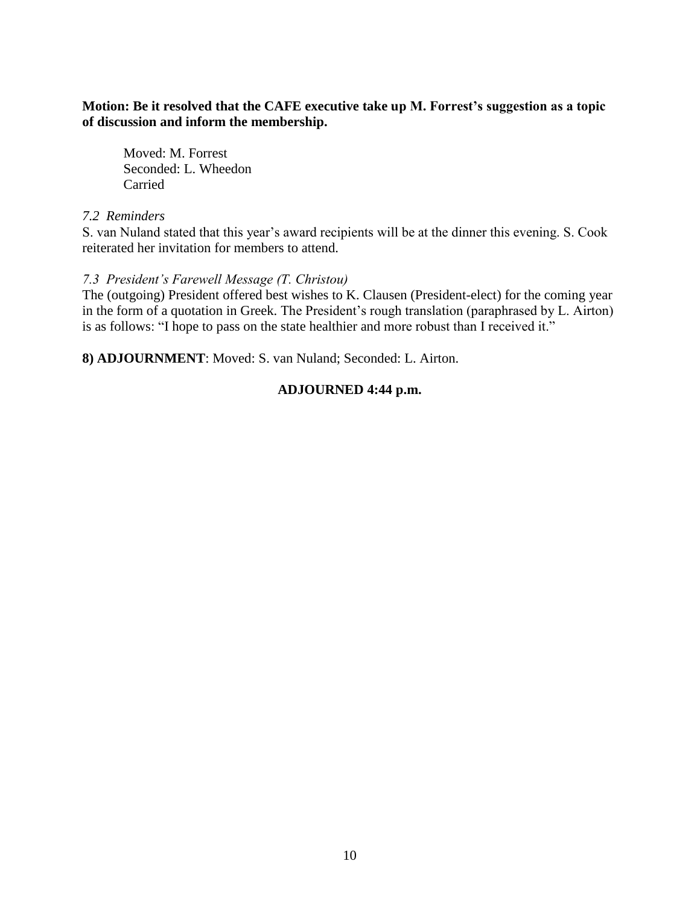**Motion: Be it resolved that the CAFE executive take up M. Forrest's suggestion as a topic of discussion and inform the membership.**

Moved: M. Forrest  
Seconded: L. Wheedon  
Carried

*7.2 Reminders*

S. van Nuland stated that this year's award recipients will be at the dinner this evening. S. Cook reiterated her invitation for members to attend.

*7.3 President's Farewell Message (T. Christou)*

The (outgoing) President offered best wishes to K. Clausen (President-elect) for the coming year in the form of a quotation in Greek. The President's rough translation (paraphrased by L. Airton) is as follows: "I hope to pass on the state healthier and more robust than I received it."

**8) ADJOURNMENT**: Moved: S. van Nuland; Seconded: L. Airton.

**ADJOURNED 4:44 p.m.**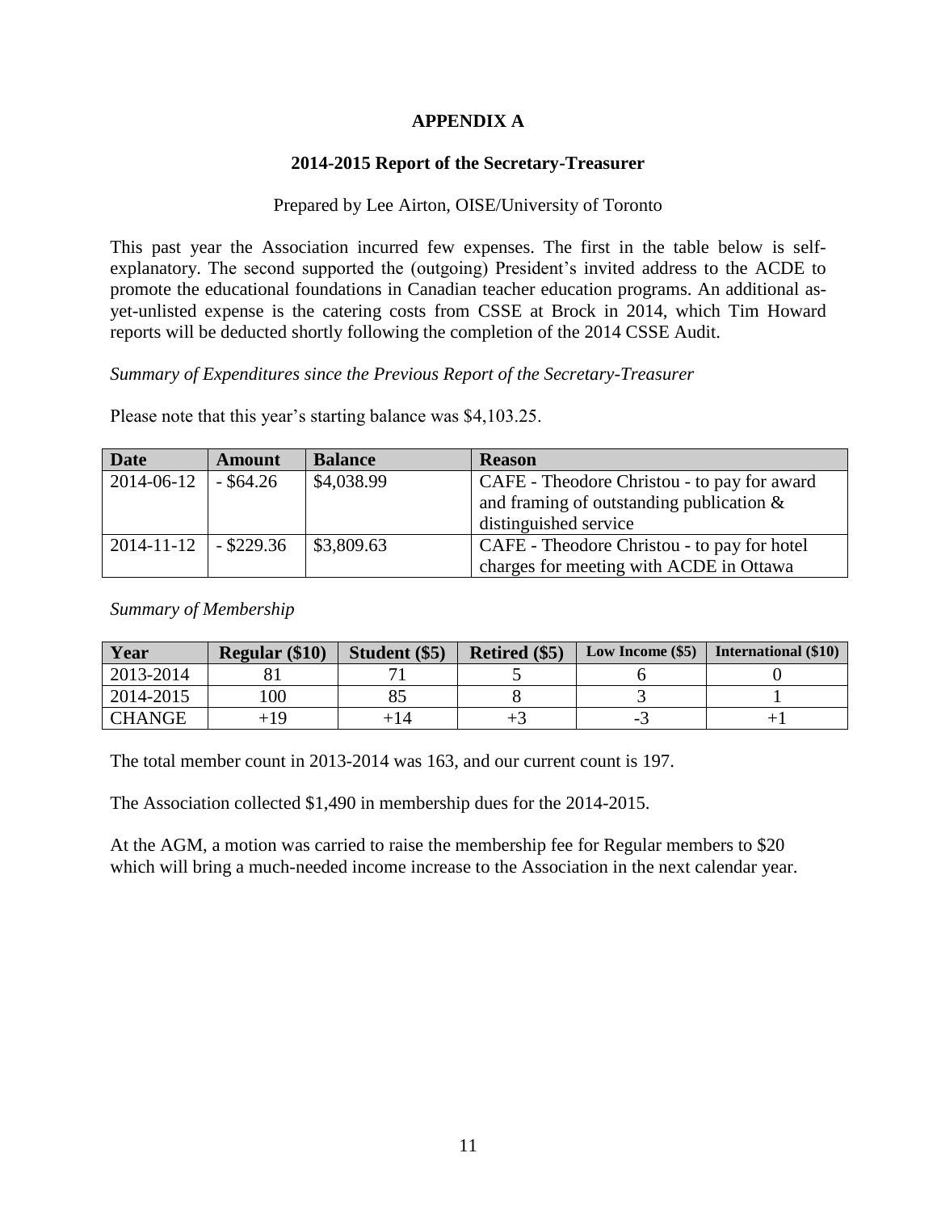# APPENDIX A

## 2014-2015 Report of the Secretary-Treasurer

Prepared by Lee Airton, OISE/University of Toronto

This past year the Association incurred few expenses. The first in the table below is self-explanatory. The second supported the (outgoing) President's invited address to the ACDE to promote the educational foundations in Canadian teacher education programs. An additional as-yet-unlisted expense is the catering costs from CSSE at Brock in 2014, which Tim Howard reports will be deducted shortly following the completion of the 2014 CSSE Audit.

*Summary of Expenditures since the Previous Report of the Secretary-Treasurer*

Please note that this year's starting balance was $4,103.25.

| Date | Amount | Balance | Reason |
|---|---|---|---|
| 2014-06-12 | - $64.26 | $4,038.99 | CAFE - Theodore Christou - to pay for award and framing of outstanding publication & distinguished service |
| 2014-11-12 | - $229.36 | $3,809.63 | CAFE - Theodore Christou - to pay for hotel charges for meeting with ACDE in Ottawa |

*Summary of Membership*

| Year | Regular ($10) | Student ($5) | Retired ($5) | Low Income ($5) | International ($10) |
|---|---|---|---|---|---|
| 2013-2014 | 81 | 71 | 5 | 6 | 0 |
| 2014-2015 | 100 | 85 | 8 | 3 | 1 |
| CHANGE | +19 | +14 | +3 | -3 | +1 |

The total member count in 2013-2014 was 163, and our current count is 197.

The Association collected $1,490 in membership dues for the 2014-2015.

At the AGM, a motion was carried to raise the membership fee for Regular members to $20 which will bring a much-needed income increase to the Association in the next calendar year.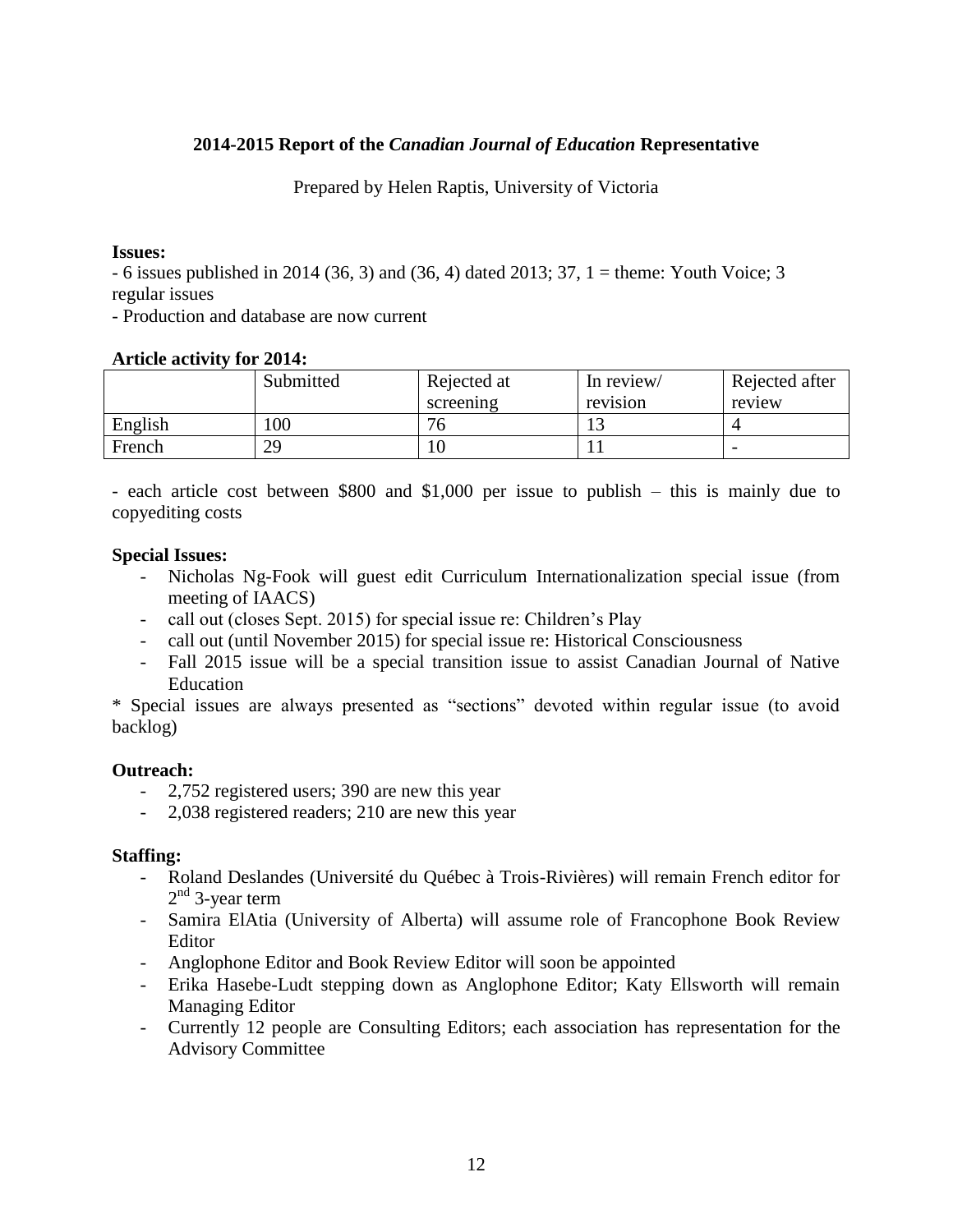## 2014-2015 Report of the *Canadian Journal of Education* Representative

Prepared by Helen Raptis, University of Victoria

**Issues:**

- 6 issues published in 2014 (36, 3) and (36, 4) dated 2013; 37, 1 = theme: Youth Voice; 3 regular issues
- Production and database are now current

**Article activity for 2014:**

| | Submitted | Rejected at screening | In review/ revision | Rejected after review |
|---|---|---|---|---|
| English | 100 | 76 | 13 | 4 |
| French | 29 | 10 | 11 | - |

- each article cost between $800 and $1,000 per issue to publish – this is mainly due to copyediting costs

**Special Issues:**

- Nicholas Ng-Fook will guest edit Curriculum Internationalization special issue (from meeting of IAACS)
- call out (closes Sept. 2015) for special issue re: Children's Play
- call out (until November 2015) for special issue re: Historical Consciousness
- Fall 2015 issue will be a special transition issue to assist Canadian Journal of Native Education

* Special issues are always presented as "sections" devoted within regular issue (to avoid backlog)

**Outreach:**

- 2,752 registered users; 390 are new this year
- 2,038 registered readers; 210 are new this year

**Staffing:**

- Roland Deslandes (Université du Québec à Trois-Rivières) will remain French editor for 2nd 3-year term
- Samira ElAtia (University of Alberta) will assume role of Francophone Book Review Editor
- Anglophone Editor and Book Review Editor will soon be appointed
- Erika Hasebe-Ludt stepping down as Anglophone Editor; Katy Ellsworth will remain Managing Editor
- Currently 12 people are Consulting Editors; each association has representation for the Advisory Committee